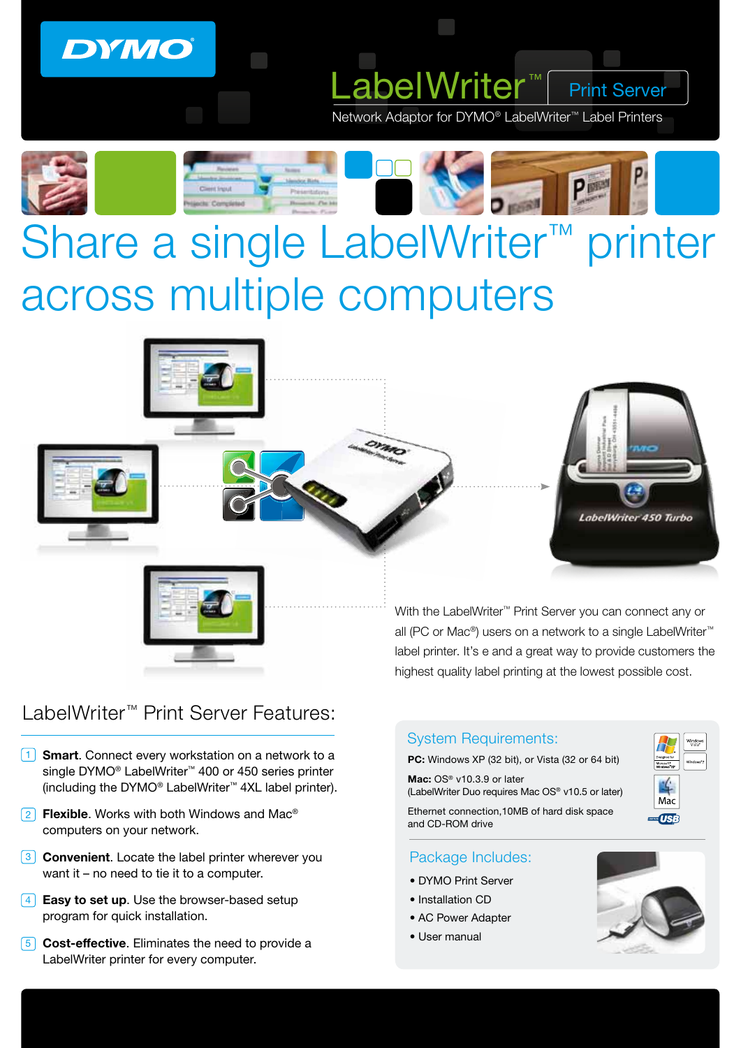DYMO

# LabelWriter™ Print Server

Network Adaptor for DYMO® LabelWriter™ Label Printers

# Share a single LabelWriter™ printer across multiple computers

With the LabelWriter™ Print Server you can connect any or all (PC or Mac®) users on a network to a single LabelWriter™ label printer. It's e and a great way to provide customers the highest quality label printing at the lowest possible cost.

## LabelWriter™ Print Server Features:

1. **Smart**. Connect every workstation on a network to a single DYMO® LabelWriter™ 400 or 450 series printer (including the DYMO® LabelWriter™ 4XL label printer).
2. **Flexible**. Works with both Windows and Mac® computers on your network.
3. **Convenient**. Locate the label printer wherever you want it – no need to tie it to a computer.
4. **Easy to set up**. Use the browser-based setup program for quick installation.
5. **Cost-effective**. Eliminates the need to provide a LabelWriter printer for every computer.

## System Requirements:

**PC:** Windows XP (32 bit), or Vista (32 or 64 bit)

**Mac:** OS® v10.3.9 or later
(LabelWriter Duo requires Mac OS® v10.5 or later)

Ethernet connection,10MB of hard disk space and CD-ROM drive

## Package Includes:

- DYMO Print Server
- Installation CD
- AC Power Adapter
- User manual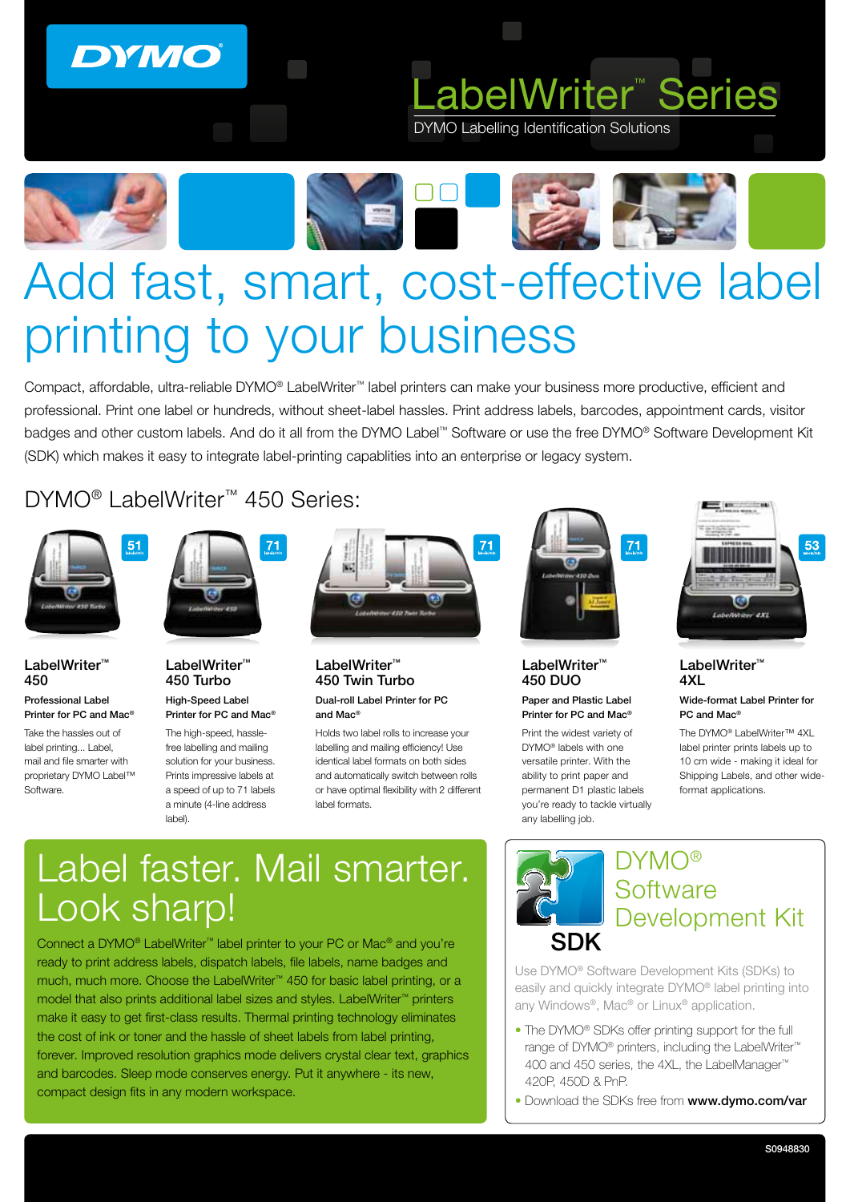# LabelWriter™ Series

DYMO Labelling Identification Solutions

# Add fast, smart, cost-effective label printing to your business

Compact, affordable, ultra-reliable DYMO® LabelWriter™ label printers can make your business more productive, efficient and professional. Print one label or hundreds, without sheet-label hassles. Print address labels, barcodes, appointment cards, visitor badges and other custom labels. And do it all from the DYMO Label™ Software or use the free DYMO® Software Development Kit (SDK) which makes it easy to integrate label-printing capablities into an enterprise or legacy system.

## DYMO® LabelWriter™ 450 Series:

### LabelWriter™ 450

51 labels/min

**Professional Label Printer for PC and Mac®**

Take the hassles out of label printing... Label, mail and file smarter with proprietary DYMO Label™ Software.

### LabelWriter™ 450 Turbo

71 labels/min

**High-Speed Label Printer for PC and Mac®**

The high-speed, hassle-free labelling and mailing solution for your business. Prints impressive labels at a speed of up to 71 labels a minute (4-line address label).

### LabelWriter™ 450 Twin Turbo

71 labels/min

**Dual-roll Label Printer for PC and Mac®**

Holds two label rolls to increase your labelling and mailing efficiency! Use identical label formats on both sides and automatically switch between rolls or have optimal flexibility with 2 different label formats.

### LabelWriter™ 450 DUO

71 labels/min

**Paper and Plastic Label Printer for PC and Mac®**

Print the widest variety of DYMO® labels with one versatile printer. With the ability to print paper and permanent D1 plastic labels you're ready to tackle virtually any labelling job.

### LabelWriter™ 4XL

53 labels/min

**Wide-format Label Printer for PC and Mac®**

The DYMO® LabelWriter™ 4XL label printer prints labels up to 10 cm wide - making it ideal for Shipping Labels, and other wide-format applications.

## Label faster. Mail smarter. Look sharp!

Connect a DYMO® LabelWriter™ label printer to your PC or Mac® and you're ready to print address labels, dispatch labels, file labels, name badges and much, much more. Choose the LabelWriter™ 450 for basic label printing, or a model that also prints additional label sizes and styles. LabelWriter™ printers make it easy to get first-class results. Thermal printing technology eliminates the cost of ink or toner and the hassle of sheet labels from label printing, forever. Improved resolution graphics mode delivers crystal clear text, graphics and barcodes. Sleep mode conserves energy. Put it anywhere - its new, compact design fits in any modern workspace.

## DYMO® Software Development Kit

SDK

Use DYMO® Software Development Kits (SDKs) to easily and quickly integrate DYMO® label printing into any Windows®, Mac® or Linux® application.

- The DYMO® SDKs offer printing support for the full range of DYMO® printers, including the LabelWriter™ 400 and 450 series, the 4XL, the LabelManager™ 420P, 450D & PnP.
- Download the SDKs free from **www.dymo.com/var**

S0948830